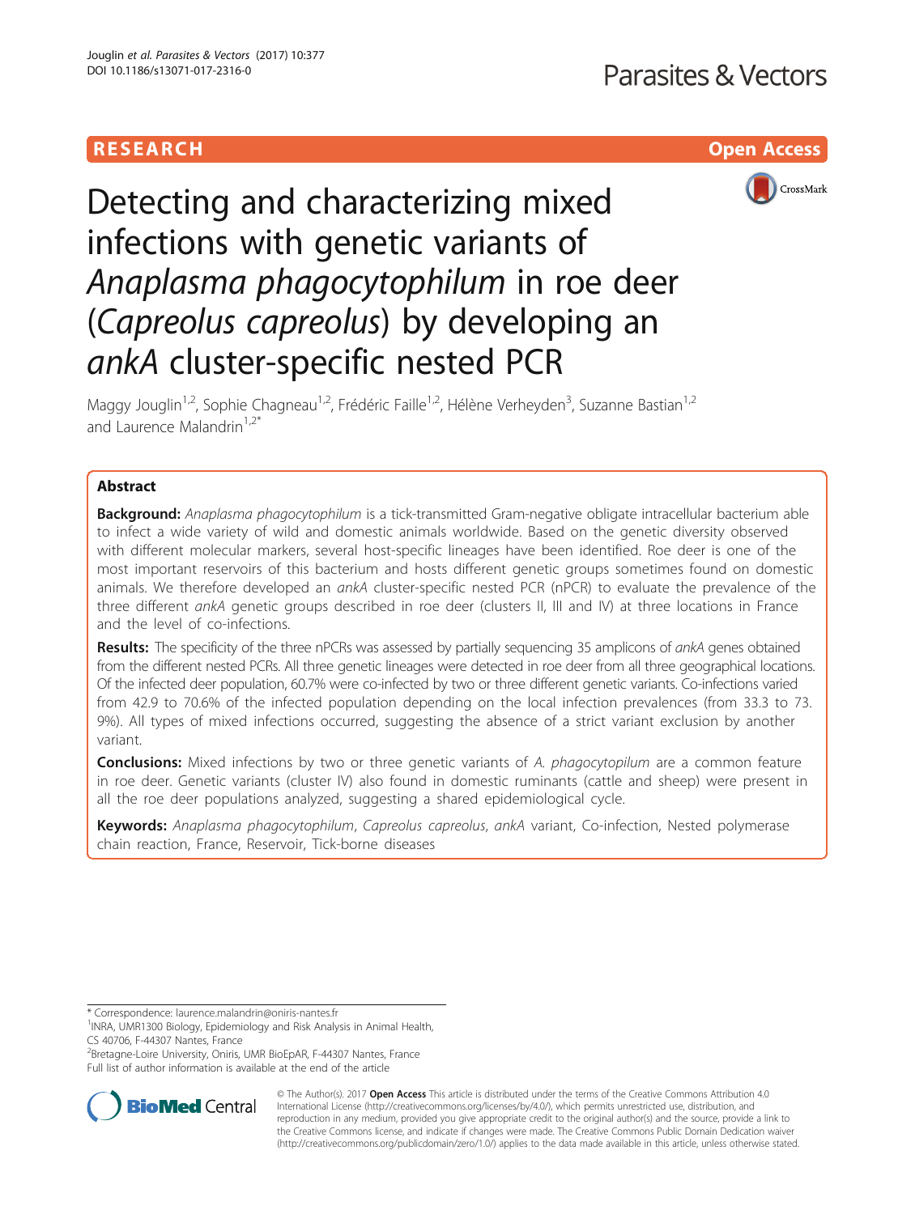RESEARCH

Open Access

# Detecting and characterizing mixed infections with genetic variants of *Anaplasma phagocytophilum* in roe deer (*Capreolus capreolus*) by developing an *ankA* cluster-specific nested PCR

Maggy Jouglin[1,2], Sophie Chagneau[1,2], Frédéric Faille[1,2], Hélène Verheyden[3], Suzanne Bastian[1,2] and Laurence Malandrin[1,2*]

## Abstract

**Background:** *Anaplasma phagocytophilum* is a tick-transmitted Gram-negative obligate intracellular bacterium able to infect a wide variety of wild and domestic animals worldwide. Based on the genetic diversity observed with different molecular markers, several host-specific lineages have been identified. Roe deer is one of the most important reservoirs of this bacterium and hosts different genetic groups sometimes found on domestic animals. We therefore developed an *ankA* cluster-specific nested PCR (nPCR) to evaluate the prevalence of the three different *ankA* genetic groups described in roe deer (clusters II, III and IV) at three locations in France and the level of co-infections.

**Results:** The specificity of the three nPCRs was assessed by partially sequencing 35 amplicons of *ankA* genes obtained from the different nested PCRs. All three genetic lineages were detected in roe deer from all three geographical locations. Of the infected deer population, 60.7% were co-infected by two or three different genetic variants. Co-infections varied from 42.9 to 70.6% of the infected population depending on the local infection prevalences (from 33.3 to 73.9%). All types of mixed infections occurred, suggesting the absence of a strict variant exclusion by another variant.

**Conclusions:** Mixed infections by two or three genetic variants of *A. phagocytopilum* are a common feature in roe deer. Genetic variants (cluster IV) also found in domestic ruminants (cattle and sheep) were present in all the roe deer populations analyzed, suggesting a shared epidemiological cycle.

**Keywords:** *Anaplasma phagocytophilum*, *Capreolus capreolus*, *ankA* variant, Co-infection, Nested polymerase chain reaction, France, Reservoir, Tick-borne diseases

\* Correspondence: laurence.malandrin@oniris-nantes.fr
[1]INRA, UMR1300 Biology, Epidemiology and Risk Analysis in Animal Health, CS 40706, F-44307 Nantes, France
[2]Bretagne-Loire University, Oniris, UMR BioEpAR, F-44307 Nantes, France
Full list of author information is available at the end of the article

© The Author(s). 2017 **Open Access** This article is distributed under the terms of the Creative Commons Attribution 4.0 International License (http://creativecommons.org/licenses/by/4.0/), which permits unrestricted use, distribution, and reproduction in any medium, provided you give appropriate credit to the original author(s) and the source, provide a link to the Creative Commons license, and indicate if changes were made. The Creative Commons Public Domain Dedication waiver (http://creativecommons.org/publicdomain/zero/1.0/) applies to the data made available in this article, unless otherwise stated.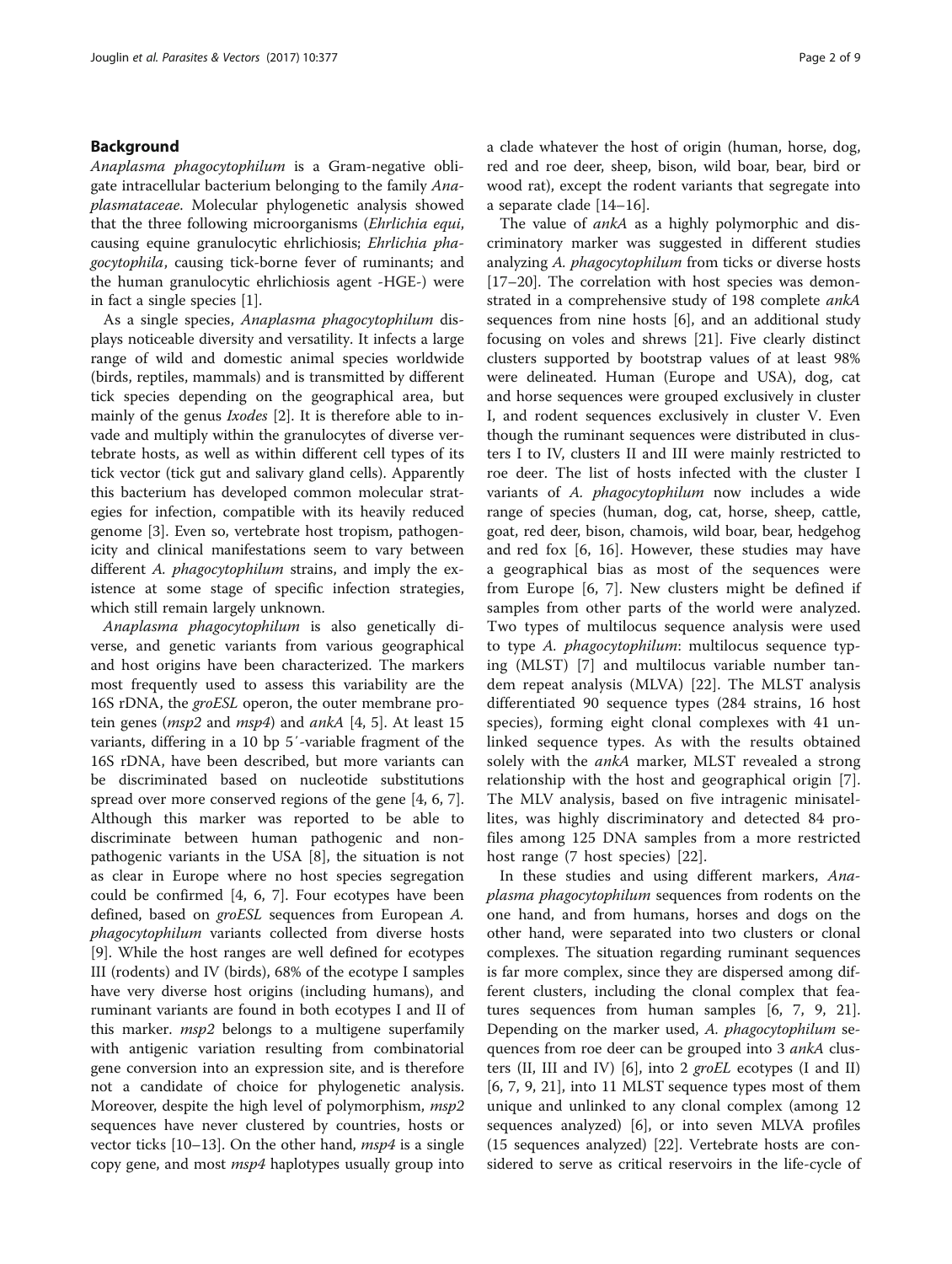## Background

*Anaplasma phagocytophilum* is a Gram-negative obligate intracellular bacterium belonging to the family *Anaplasmataceae*. Molecular phylogenetic analysis showed that the three following microorganisms (*Ehrlichia equi*, causing equine granulocytic ehrlichiosis; *Ehrlichia phagocytophila*, causing tick-borne fever of ruminants; and the human granulocytic ehrlichiosis agent -HGE-) were in fact a single species [1].

As a single species, *Anaplasma phagocytophilum* displays noticeable diversity and versatility. It infects a large range of wild and domestic animal species worldwide (birds, reptiles, mammals) and is transmitted by different tick species depending on the geographical area, but mainly of the genus *Ixodes* [2]. It is therefore able to invade and multiply within the granulocytes of diverse vertebrate hosts, as well as within different cell types of its tick vector (tick gut and salivary gland cells). Apparently this bacterium has developed common molecular strategies for infection, compatible with its heavily reduced genome [3]. Even so, vertebrate host tropism, pathogenicity and clinical manifestations seem to vary between different *A. phagocytophilum* strains, and imply the existence at some stage of specific infection strategies, which still remain largely unknown.

*Anaplasma phagocytophilum* is also genetically diverse, and genetic variants from various geographical and host origins have been characterized. The markers most frequently used to assess this variability are the 16S rDNA, the *groESL* operon, the outer membrane protein genes (*msp2* and *msp4*) and *ankA* [4, 5]. At least 15 variants, differing in a 10 bp 5′-variable fragment of the 16S rDNA, have been described, but more variants can be discriminated based on nucleotide substitutions spread over more conserved regions of the gene [4, 6, 7]. Although this marker was reported to be able to discriminate between human pathogenic and non-pathogenic variants in the USA [8], the situation is not as clear in Europe where no host species segregation could be confirmed [4, 6, 7]. Four ecotypes have been defined, based on *groESL* sequences from European *A. phagocytophilum* variants collected from diverse hosts [9]. While the host ranges are well defined for ecotypes III (rodents) and IV (birds), 68% of the ecotype I samples have very diverse host origins (including humans), and ruminant variants are found in both ecotypes I and II of this marker. *msp2* belongs to a multigene superfamily with antigenic variation resulting from combinatorial gene conversion into an expression site, and is therefore not a candidate of choice for phylogenetic analysis. Moreover, despite the high level of polymorphism, *msp2* sequences have never clustered by countries, hosts or vector ticks [10–13]. On the other hand, *msp4* is a single copy gene, and most *msp4* haplotypes usually group into a clade whatever the host of origin (human, horse, dog, red and roe deer, sheep, bison, wild boar, bear, bird or wood rat), except the rodent variants that segregate into a separate clade [14–16].

The value of *ankA* as a highly polymorphic and discriminatory marker was suggested in different studies analyzing *A. phagocytophilum* from ticks or diverse hosts [17–20]. The correlation with host species was demonstrated in a comprehensive study of 198 complete *ankA* sequences from nine hosts [6], and an additional study focusing on voles and shrews [21]. Five clearly distinct clusters supported by bootstrap values of at least 98% were delineated. Human (Europe and USA), dog, cat and horse sequences were grouped exclusively in cluster I, and rodent sequences exclusively in cluster V. Even though the ruminant sequences were distributed in clusters I to IV, clusters II and III were mainly restricted to roe deer. The list of hosts infected with the cluster I variants of *A. phagocytophilum* now includes a wide range of species (human, dog, cat, horse, sheep, cattle, goat, red deer, bison, chamois, wild boar, bear, hedgehog and red fox [6, 16]. However, these studies may have a geographical bias as most of the sequences were from Europe [6, 7]. New clusters might be defined if samples from other parts of the world were analyzed. Two types of multilocus sequence analysis were used to type *A. phagocytophilum*: multilocus sequence typing (MLST) [7] and multilocus variable number tandem repeat analysis (MLVA) [22]. The MLST analysis differentiated 90 sequence types (284 strains, 16 host species), forming eight clonal complexes with 41 unlinked sequence types. As with the results obtained solely with the *ankA* marker, MLST revealed a strong relationship with the host and geographical origin [7]. The MLV analysis, based on five intragenic minisatellites, was highly discriminatory and detected 84 profiles among 125 DNA samples from a more restricted host range (7 host species) [22].

In these studies and using different markers, *Anaplasma phagocytophilum* sequences from rodents on the one hand, and from humans, horses and dogs on the other hand, were separated into two clusters or clonal complexes. The situation regarding ruminant sequences is far more complex, since they are dispersed among different clusters, including the clonal complex that features sequences from human samples [6, 7, 9, 21]. Depending on the marker used, *A. phagocytophilum* sequences from roe deer can be grouped into 3 *ankA* clusters (II, III and IV) [6], into 2 *groEL* ecotypes (I and II) [6, 7, 9, 21], into 11 MLST sequence types most of them unique and unlinked to any clonal complex (among 12 sequences analyzed) [6], or into seven MLVA profiles (15 sequences analyzed) [22]. Vertebrate hosts are considered to serve as critical reservoirs in the life-cycle of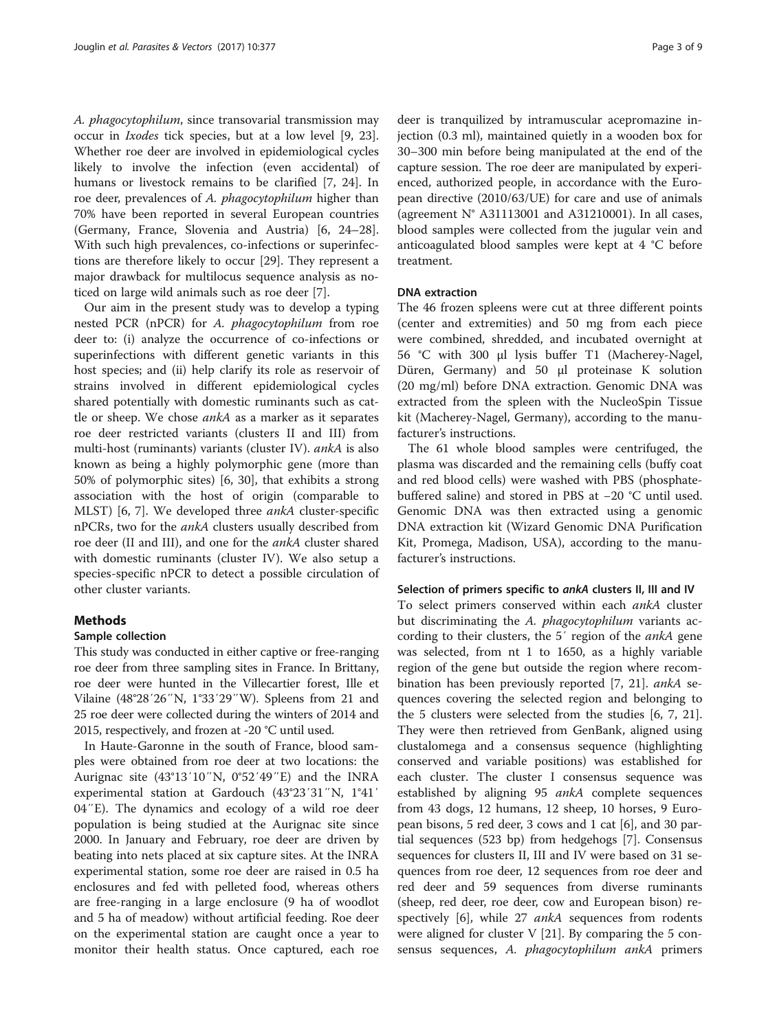*A. phagocytophilum*, since transovarial transmission may occur in *Ixodes* tick species, but at a low level [9, 23]. Whether roe deer are involved in epidemiological cycles likely to involve the infection (even accidental) of humans or livestock remains to be clarified [7, 24]. In roe deer, prevalences of *A. phagocytophilum* higher than 70% have been reported in several European countries (Germany, France, Slovenia and Austria) [6, 24–28]. With such high prevalences, co-infections or superinfections are therefore likely to occur [29]. They represent a major drawback for multilocus sequence analysis as noticed on large wild animals such as roe deer [7].

Our aim in the present study was to develop a typing nested PCR (nPCR) for *A. phagocytophilum* from roe deer to: (i) analyze the occurrence of co-infections or superinfections with different genetic variants in this host species; and (ii) help clarify its role as reservoir of strains involved in different epidemiological cycles shared potentially with domestic ruminants such as cattle or sheep. We chose *ankA* as a marker as it separates roe deer restricted variants (clusters II and III) from multi-host (ruminants) variants (cluster IV). *ankA* is also known as being a highly polymorphic gene (more than 50% of polymorphic sites) [6, 30], that exhibits a strong association with the host of origin (comparable to MLST) [6, 7]. We developed three *ankA* cluster-specific nPCRs, two for the *ankA* clusters usually described from roe deer (II and III), and one for the *ankA* cluster shared with domestic ruminants (cluster IV). We also setup a species-specific nPCR to detect a possible circulation of other cluster variants.

## Methods

### Sample collection

This study was conducted in either captive or free-ranging roe deer from three sampling sites in France. In Brittany, roe deer were hunted in the Villecartier forest, Ille et Vilaine (48°28′26′′N, 1°33′29′′W). Spleens from 21 and 25 roe deer were collected during the winters of 2014 and 2015, respectively, and frozen at -20 °C until used.

In Haute-Garonne in the south of France, blood samples were obtained from roe deer at two locations: the Aurignac site (43°13′10′′N, 0°52′49′′E) and the INRA experimental station at Gardouch (43°23′31′′N, 1°41′04′′E). The dynamics and ecology of a wild roe deer population is being studied at the Aurignac site since 2000. In January and February, roe deer are driven by beating into nets placed at six capture sites. At the INRA experimental station, some roe deer are raised in 0.5 ha enclosures and fed with pelleted food, whereas others are free-ranging in a large enclosure (9 ha of woodlot and 5 ha of meadow) without artificial feeding. Roe deer on the experimental station are caught once a year to monitor their health status. Once captured, each roe deer is tranquilized by intramuscular acepromazine injection (0.3 ml), maintained quietly in a wooden box for 30–300 min before being manipulated at the end of the capture session. The roe deer are manipulated by experienced, authorized people, in accordance with the European directive (2010/63/UE) for care and use of animals (agreement N° A31113001 and A31210001). In all cases, blood samples were collected from the jugular vein and anticoagulated blood samples were kept at 4 °C before treatment.

### DNA extraction

The 46 frozen spleens were cut at three different points (center and extremities) and 50 mg from each piece were combined, shredded, and incubated overnight at 56 °C with 300 μl lysis buffer T1 (Macherey-Nagel, Düren, Germany) and 50 μl proteinase K solution (20 mg/ml) before DNA extraction. Genomic DNA was extracted from the spleen with the NucleoSpin Tissue kit (Macherey-Nagel, Germany), according to the manufacturer's instructions.

The 61 whole blood samples were centrifuged, the plasma was discarded and the remaining cells (buffy coat and red blood cells) were washed with PBS (phosphate-buffered saline) and stored in PBS at −20 °C until used. Genomic DNA was then extracted using a genomic DNA extraction kit (Wizard Genomic DNA Purification Kit, Promega, Madison, USA), according to the manufacturer's instructions.

### Selection of primers specific to *ankA* clusters II, III and IV

To select primers conserved within each *ankA* cluster but discriminating the *A. phagocytophilum* variants according to their clusters, the 5′ region of the *ankA* gene was selected, from nt 1 to 1650, as a highly variable region of the gene but outside the region where recombination has been previously reported [7, 21]. *ankA* sequences covering the selected region and belonging to the 5 clusters were selected from the studies [6, 7, 21]. They were then retrieved from GenBank, aligned using clustalomega and a consensus sequence (highlighting conserved and variable positions) was established for each cluster. The cluster I consensus sequence was established by aligning 95 *ankA* complete sequences from 43 dogs, 12 humans, 12 sheep, 10 horses, 9 European bisons, 5 red deer, 3 cows and 1 cat [6], and 30 partial sequences (523 bp) from hedgehogs [7]. Consensus sequences for clusters II, III and IV were based on 31 sequences from roe deer, 12 sequences from roe deer and red deer and 59 sequences from diverse ruminants (sheep, red deer, roe deer, cow and European bison) respectively [6], while 27 *ankA* sequences from rodents were aligned for cluster V [21]. By comparing the 5 consensus sequences, *A. phagocytophilum ankA* primers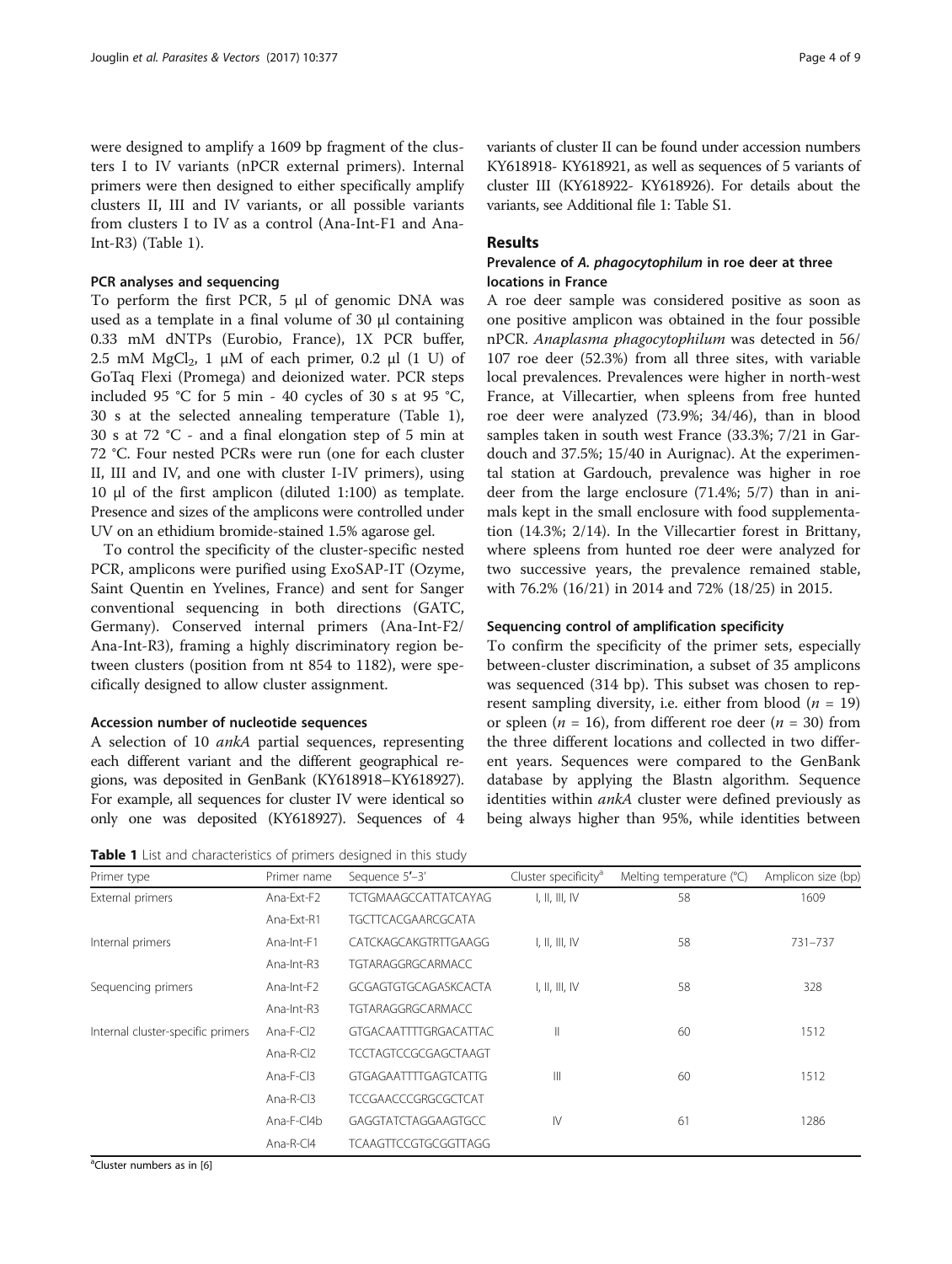were designed to amplify a 1609 bp fragment of the clusters I to IV variants (nPCR external primers). Internal primers were then designed to either specifically amplify clusters II, III and IV variants, or all possible variants from clusters I to IV as a control (Ana-Int-F1 and Ana-Int-R3) (Table 1).

### PCR analyses and sequencing

To perform the first PCR, 5 μl of genomic DNA was used as a template in a final volume of 30 μl containing 0.33 mM dNTPs (Eurobio, France), 1X PCR buffer, 2.5 mM $MgCl_2$, 1 μM of each primer, 0.2 μl (1 U) of GoTaq Flexi (Promega) and deionized water. PCR steps included 95 °C for 5 min - 40 cycles of 30 s at 95 °C, 30 s at the selected annealing temperature (Table 1), 30 s at 72 °C - and a final elongation step of 5 min at 72 °C. Four nested PCRs were run (one for each cluster II, III and IV, and one with cluster I-IV primers), using 10 μl of the first amplicon (diluted 1:100) as template. Presence and sizes of the amplicons were controlled under UV on an ethidium bromide-stained 1.5% agarose gel.

To control the specificity of the cluster-specific nested PCR, amplicons were purified using ExoSAP-IT (Ozyme, Saint Quentin en Yvelines, France) and sent for Sanger conventional sequencing in both directions (GATC, Germany). Conserved internal primers (Ana-Int-F2/ Ana-Int-R3), framing a highly discriminatory region between clusters (position from nt 854 to 1182), were specifically designed to allow cluster assignment.

### Accession number of nucleotide sequences

A selection of 10 *ankA* partial sequences, representing each different variant and the different geographical regions, was deposited in GenBank (KY618918–KY618927). For example, all sequences for cluster IV were identical so only one was deposited (KY618927). Sequences of 4 variants of cluster II can be found under accession numbers KY618918- KY618921, as well as sequences of 5 variants of cluster III (KY618922- KY618926). For details about the variants, see Additional file 1: Table S1.

## Results

### Prevalence of *A. phagocytophilum* in roe deer at three locations in France

A roe deer sample was considered positive as soon as one positive amplicon was obtained in the four possible nPCR. *Anaplasma phagocytophilum* was detected in 56/107 roe deer (52.3%) from all three sites, with variable local prevalences. Prevalences were higher in north-west France, at Villecartier, when spleens from free hunted roe deer were analyzed (73.9%; 34/46), than in blood samples taken in south west France (33.3%; 7/21 in Gardouch and 37.5%; 15/40 in Aurignac). At the experimental station at Gardouch, prevalence was higher in roe deer from the large enclosure (71.4%; 5/7) than in animals kept in the small enclosure with food supplementation (14.3%; 2/14). In the Villecartier forest in Brittany, where spleens from hunted roe deer were analyzed for two successive years, the prevalence remained stable, with 76.2% (16/21) in 2014 and 72% (18/25) in 2015.

### Sequencing control of amplification specificity

To confirm the specificity of the primer sets, especially between-cluster discrimination, a subset of 35 amplicons was sequenced (314 bp). This subset was chosen to represent sampling diversity, i.e. either from blood ($n = 19$) or spleen ($n = 16$), from different roe deer ($n = 30$) from the three different locations and collected in two different years. Sequences were compared to the GenBank database by applying the Blastn algorithm. Sequence identities within *ankA* cluster were defined previously as being always higher than 95%, while identities between

**Table 1** List and characteristics of primers designed in this study

| Primer type | Primer name | Sequence 5′–3′ | Cluster specificity[a] | Melting temperature (°C) | Amplicon size (bp) |
|---|---|---|---|---|---|
| External primers | Ana-Ext-F2 | TCTGMAAGCCATTATCAYAG | I, II, III, IV | 58 | 1609 |
| | Ana-Ext-R1 | TGCTTCACGAARCGCATA | | | |
| Internal primers | Ana-Int-F1 | CATCKAGCAKGTRTTGAAGG | I, II, III, IV | 58 | 731–737 |
| | Ana-Int-R3 | TGTARAGGRGCARMACC | | | |
| Sequencing primers | Ana-Int-F2 | GCGAGTGTGCAGASKCACTA | I, II, III, IV | 58 | 328 |
| | Ana-Int-R3 | TGTARAGGRGCARMACC | | | |
| Internal cluster-specific primers | Ana-F-Cl2 | GTGACAATTTTGRGACATTAC | II | 60 | 1512 |
| | Ana-R-Cl2 | TCCTAGTCCGCGAGCTAAGT | | | |
| | Ana-F-Cl3 | GTGAGAATTTTGAGTCATTG | III | 60 | 1512 |
| | Ana-R-Cl3 | TCCGAACCCGRGCGCTCAT | | | |
| | Ana-F-Cl4b | GAGGTATCTAGGAAGTGCC | IV | 61 | 1286 |
| | Ana-R-Cl4 | TCAAGTTCCGTGCGGTTAGG | | | |

[a]Cluster numbers as in [6]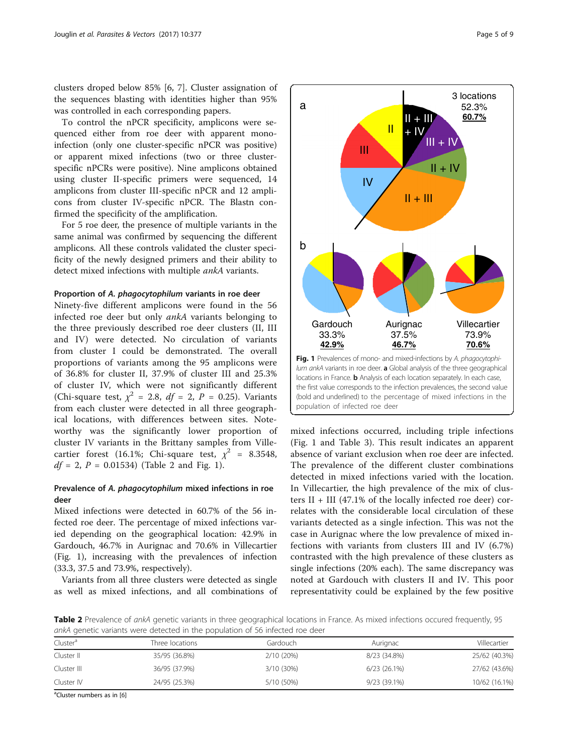clusters droped below 85% [6, 7]. Cluster assignation of the sequences blasting with identities higher than 95% was controlled in each corresponding papers.

To control the nPCR specificity, amplicons were sequenced either from roe deer with apparent mono-infection (only one cluster-specific nPCR was positive) or apparent mixed infections (two or three cluster-specific nPCRs were positive). Nine amplicons obtained using cluster II-specific primers were sequenced, 14 amplicons from cluster III-specific nPCR and 12 amplicons from cluster IV-specific nPCR. The Blastn confirmed the specificity of the amplification.

For 5 roe deer, the presence of multiple variants in the same animal was confirmed by sequencing the different amplicons. All these controls validated the cluster specificity of the newly designed primers and their ability to detect mixed infections with multiple *ankA* variants.

### Proportion of *A. phagocytophilum* variants in roe deer

Ninety-five different amplicons were found in the 56 infected roe deer but only *ankA* variants belonging to the three previously described roe deer clusters (II, III and IV) were detected. No circulation of variants from cluster I could be demonstrated. The overall proportions of variants among the 95 amplicons were of 36.8% for cluster II, 37.9% of cluster III and 25.3% of cluster IV, which were not significantly different (Chi-square test, $\chi^2$ = 2.8, $df$ = 2, $P$ = 0.25). Variants from each cluster were detected in all three geographical locations, with differences between sites. Noteworthy was the significantly lower proportion of cluster IV variants in the Brittany samples from Villecartier forest (16.1%; Chi-square test, $\chi^2$ = 8.3548, $df$ = 2, $P$ = 0.01534) (Table 2 and Fig. 1).

### Prevalence of *A. phagocytophilum* mixed infections in roe deer

Mixed infections were detected in 60.7% of the 56 infected roe deer. The percentage of mixed infections varied depending on the geographical location: 42.9% in Gardouch, 46.7% in Aurignac and 70.6% in Villecartier (Fig. 1), increasing with the prevalences of infection (33.3, 37.5 and 73.9%, respectively).

Variants from all three clusters were detected as single as well as mixed infections, and all combinations of mixed infections occurred, including triple infections (Fig. 1 and Table 3). This result indicates an apparent absence of variant exclusion when roe deer are infected. The prevalence of the different cluster combinations detected in mixed infections varied with the location. In Villecartier, the high prevalence of the mix of clusters II + III (47.1% of the locally infected roe deer) correlates with the considerable local circulation of these variants detected as a single infection. This was not the case in Aurignac where the low prevalence of mixed infections with variants from clusters III and IV (6.7%) contrasted with the high prevalence of these clusters as single infections (20% each). The same discrepancy was noted at Gardouch with clusters II and IV. This poor representativity could be explained by the few positive

**Fig. 1** Prevalences of mono- and mixed-infections by *A. phagocytophilum ankA* variants in roe deer. **a** Global analysis of the three geographical locations in France. **b** Analysis of each location separately. In each case, the first value corresponds to the infection prevalences, the second value (bold and underlined) to the percentage of mixed infections in the population of infected roe deer

**Table 2** Prevalence of *ankA* genetic variants in three geographical locations in France. As mixed infections occured frequently, 95 *ankA* genetic variants were detected in the population of 56 infected roe deer

| Cluster[a] | Three locations | Gardouch | Aurignac | Villecartier |
|---|---|---|---|---|
| Cluster II | 35/95 (36.8%) | 2/10 (20%) | 8/23 (34.8%) | 25/62 (40.3%) |
| Cluster III | 36/95 (37.9%) | 3/10 (30%) | 6/23 (26.1%) | 27/62 (43.6%) |
| Cluster IV | 24/95 (25.3%) | 5/10 (50%) | 9/23 (39.1%) | 10/62 (16.1%) |

[a]Cluster numbers as in [6]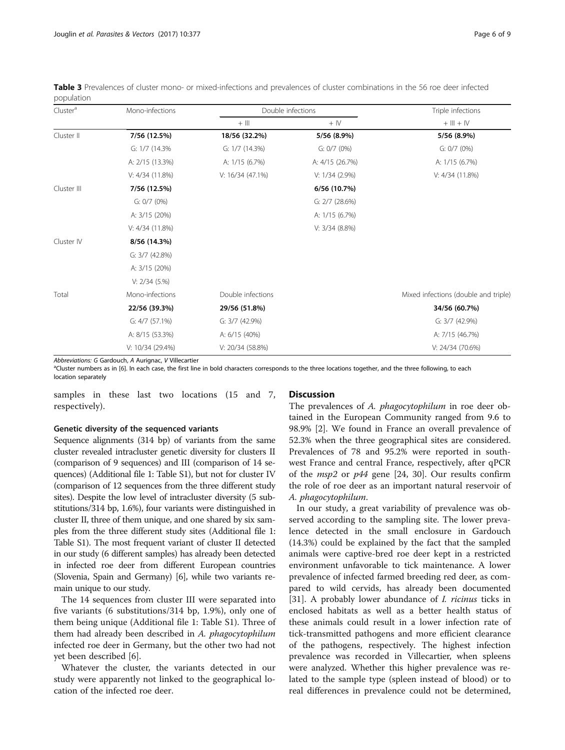**Table 3** Prevalences of cluster mono- or mixed-infections and prevalences of cluster combinations in the 56 roe deer infected population

| Cluster[a] | Mono-infections | Double infections | | Triple infections |
|---|---|---|---|---|
| | | + III | + IV | + III + IV |
| Cluster II | **7/56 (12.5%)** | **18/56 (32.2%)** | **5/56 (8.9%)** | **5/56 (8.9%)** |
| | G: 1/7 (14.3% | G: 1/7 (14.3%) | G: 0/7 (0%) | G: 0/7 (0%) |
| | A: 2/15 (13.3%) | A: 1/15 (6.7%) | A: 4/15 (26.7%) | A: 1/15 (6.7%) |
| | V: 4/34 (11.8%) | V: 16/34 (47.1%) | V: 1/34 (2.9%) | V: 4/34 (11.8%) |
| Cluster III | **7/56 (12.5%)** | | **6/56 (10.7%)** | |
| | G: 0/7 (0%) | | G: 2/7 (28.6%) | |
| | A: 3/15 (20%) | | A: 1/15 (6.7%) | |
| | V: 4/34 (11.8%) | | V: 3/34 (8.8%) | |
| Cluster IV | **8/56 (14.3%)** | | | |
| | G: 3/7 (42.8%) | | | |
| | A: 3/15 (20%) | | | |
| | V: 2/34 (5.%) | | | |
| Total | Mono-infections | Double infections | | Mixed infections (double and triple) |
| | **22/56 (39.3%)** | **29/56 (51.8%)** | | **34/56 (60.7%)** |
| | G: 4/7 (57.1%) | G: 3/7 (42.9%) | | G: 3/7 (42.9%) |
| | A: 8/15 (53.3%) | A: 6/15 (40%) | | A: 7/15 (46.7%) |
| | V: 10/34 (29.4%) | V: 20/34 (58.8%) | | V: 24/34 (70.6%) |

*Abbreviations: G* Gardouch, *A* Aurignac, *V* Villecartier

[a]Cluster numbers as in [6]. In each case, the first line in bold characters corresponds to the three locations together, and the three following, to each location separately

samples in these last two locations (15 and 7, respectively).

#### Genetic diversity of the sequenced variants

Sequence alignments (314 bp) of variants from the same cluster revealed intracluster genetic diversity for clusters II (comparison of 9 sequences) and III (comparison of 14 sequences) (Additional file 1: Table S1), but not for cluster IV (comparison of 12 sequences from the three different study sites). Despite the low level of intracluster diversity (5 substitutions/314 bp, 1.6%), four variants were distinguished in cluster II, three of them unique, and one shared by six samples from the three different study sites (Additional file 1: Table S1). The most frequent variant of cluster II detected in our study (6 different samples) has already been detected in infected roe deer from different European countries (Slovenia, Spain and Germany) [6], while two variants remain unique to our study.

The 14 sequences from cluster III were separated into five variants (6 substitutions/314 bp, 1.9%), only one of them being unique (Additional file 1: Table S1). Three of them had already been described in *A. phagocytophilum* infected roe deer in Germany, but the other two had not yet been described [6].

Whatever the cluster, the variants detected in our study were apparently not linked to the geographical location of the infected roe deer.

## Discussion

The prevalences of *A. phagocytophilum* in roe deer obtained in the European Community ranged from 9.6 to 98.9% [2]. We found in France an overall prevalence of 52.3% when the three geographical sites are considered. Prevalences of 78 and 95.2% were reported in southwest France and central France, respectively, after qPCR of the *msp2* or *p44* gene [24, 30]. Our results confirm the role of roe deer as an important natural reservoir of *A. phagocytophilum*.

In our study, a great variability of prevalence was observed according to the sampling site. The lower prevalence detected in the small enclosure in Gardouch (14.3%) could be explained by the fact that the sampled animals were captive-bred roe deer kept in a restricted environment unfavorable to tick maintenance. A lower prevalence of infected farmed breeding red deer, as compared to wild cervids, has already been documented [31]. A probably lower abundance of *I. ricinus* ticks in enclosed habitats as well as a better health status of these animals could result in a lower infection rate of tick-transmitted pathogens and more efficient clearance of the pathogens, respectively. The highest infection prevalence was recorded in Villecartier, when spleens were analyzed. Whether this higher prevalence was related to the sample type (spleen instead of blood) or to real differences in prevalence could not be determined,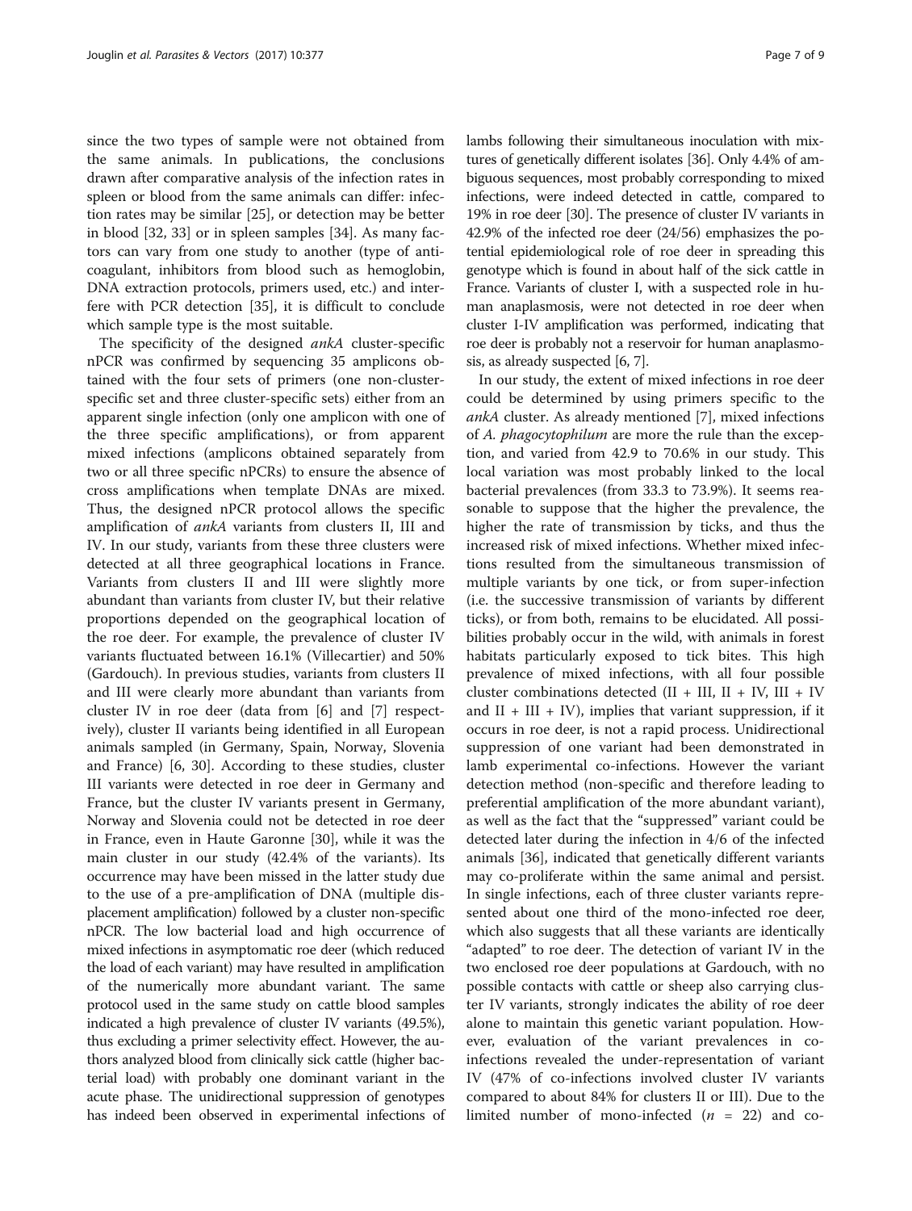since the two types of sample were not obtained from the same animals. In publications, the conclusions drawn after comparative analysis of the infection rates in spleen or blood from the same animals can differ: infection rates may be similar [25], or detection may be better in blood [32, 33] or in spleen samples [34]. As many factors can vary from one study to another (type of anticoagulant, inhibitors from blood such as hemoglobin, DNA extraction protocols, primers used, etc.) and interfere with PCR detection [35], it is difficult to conclude which sample type is the most suitable.

The specificity of the designed *ankA* cluster-specific nPCR was confirmed by sequencing 35 amplicons obtained with the four sets of primers (one non-cluster-specific set and three cluster-specific sets) either from an apparent single infection (only one amplicon with one of the three specific amplifications), or from apparent mixed infections (amplicons obtained separately from two or all three specific nPCRs) to ensure the absence of cross amplifications when template DNAs are mixed. Thus, the designed nPCR protocol allows the specific amplification of *ankA* variants from clusters II, III and IV. In our study, variants from these three clusters were detected at all three geographical locations in France. Variants from clusters II and III were slightly more abundant than variants from cluster IV, but their relative proportions depended on the geographical location of the roe deer. For example, the prevalence of cluster IV variants fluctuated between 16.1% (Villecartier) and 50% (Gardouch). In previous studies, variants from clusters II and III were clearly more abundant than variants from cluster IV in roe deer (data from [6] and [7] respectively), cluster II variants being identified in all European animals sampled (in Germany, Spain, Norway, Slovenia and France) [6, 30]. According to these studies, cluster III variants were detected in roe deer in Germany and France, but the cluster IV variants present in Germany, Norway and Slovenia could not be detected in roe deer in France, even in Haute Garonne [30], while it was the main cluster in our study (42.4% of the variants). Its occurrence may have been missed in the latter study due to the use of a pre-amplification of DNA (multiple displacement amplification) followed by a cluster non-specific nPCR. The low bacterial load and high occurrence of mixed infections in asymptomatic roe deer (which reduced the load of each variant) may have resulted in amplification of the numerically more abundant variant. The same protocol used in the same study on cattle blood samples indicated a high prevalence of cluster IV variants (49.5%), thus excluding a primer selectivity effect. However, the authors analyzed blood from clinically sick cattle (higher bacterial load) with probably one dominant variant in the acute phase. The unidirectional suppression of genotypes has indeed been observed in experimental infections of lambs following their simultaneous inoculation with mixtures of genetically different isolates [36]. Only 4.4% of ambiguous sequences, most probably corresponding to mixed infections, were indeed detected in cattle, compared to 19% in roe deer [30]. The presence of cluster IV variants in 42.9% of the infected roe deer (24/56) emphasizes the potential epidemiological role of roe deer in spreading this genotype which is found in about half of the sick cattle in France. Variants of cluster I, with a suspected role in human anaplasmosis, were not detected in roe deer when cluster I-IV amplification was performed, indicating that roe deer is probably not a reservoir for human anaplasmosis, as already suspected [6, 7].

In our study, the extent of mixed infections in roe deer could be determined by using primers specific to the *ankA* cluster. As already mentioned [7], mixed infections of *A. phagocytophilum* are more the rule than the exception, and varied from 42.9 to 70.6% in our study. This local variation was most probably linked to the local bacterial prevalences (from 33.3 to 73.9%). It seems reasonable to suppose that the higher the prevalence, the higher the rate of transmission by ticks, and thus the increased risk of mixed infections. Whether mixed infections resulted from the simultaneous transmission of multiple variants by one tick, or from super-infection (i.e. the successive transmission of variants by different ticks), or from both, remains to be elucidated. All possibilities probably occur in the wild, with animals in forest habitats particularly exposed to tick bites. This high prevalence of mixed infections, with all four possible cluster combinations detected (II + III, II + IV, III + IV and II + III + IV), implies that variant suppression, if it occurs in roe deer, is not a rapid process. Unidirectional suppression of one variant had been demonstrated in lamb experimental co-infections. However the variant detection method (non-specific and therefore leading to preferential amplification of the more abundant variant), as well as the fact that the "suppressed" variant could be detected later during the infection in 4/6 of the infected animals [36], indicated that genetically different variants may co-proliferate within the same animal and persist. In single infections, each of three cluster variants represented about one third of the mono-infected roe deer, which also suggests that all these variants are identically "adapted" to roe deer. The detection of variant IV in the two enclosed roe deer populations at Gardouch, with no possible contacts with cattle or sheep also carrying cluster IV variants, strongly indicates the ability of roe deer alone to maintain this genetic variant population. However, evaluation of the variant prevalences in co-infections revealed the under-representation of variant IV (47% of co-infections involved cluster IV variants compared to about 84% for clusters II or III). Due to the limited number of mono-infected ($n$ = 22) and co-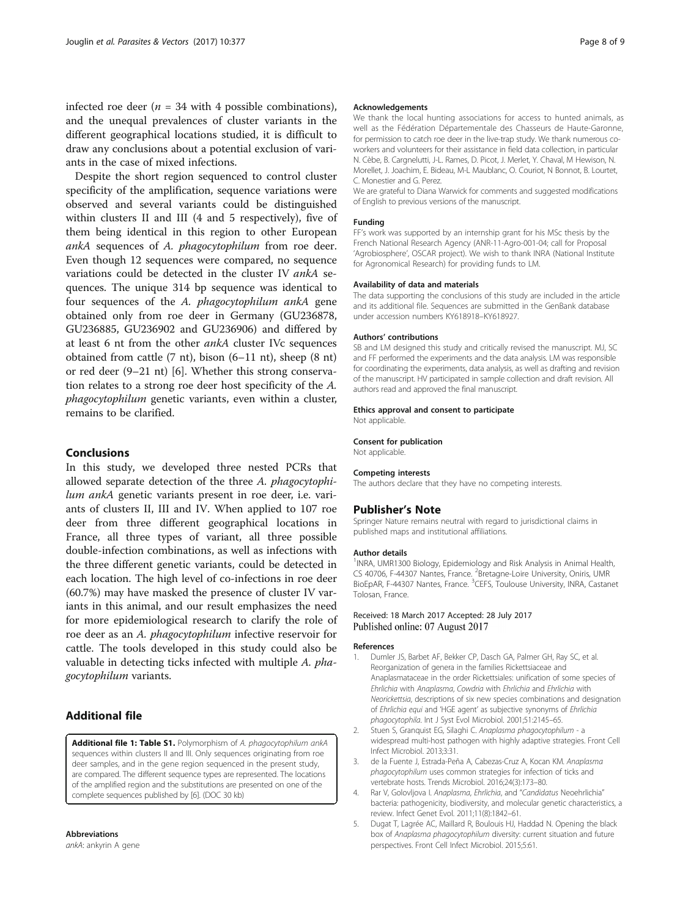infected roe deer ($n$ = 34 with 4 possible combinations), and the unequal prevalences of cluster variants in the different geographical locations studied, it is difficult to draw any conclusions about a potential exclusion of variants in the case of mixed infections.

Despite the short region sequenced to control cluster specificity of the amplification, sequence variations were observed and several variants could be distinguished within clusters II and III (4 and 5 respectively), five of them being identical in this region to other European *ankA* sequences of *A. phagocytophilum* from roe deer. Even though 12 sequences were compared, no sequence variations could be detected in the cluster IV *ankA* sequences. The unique 314 bp sequence was identical to four sequences of the *A. phagocytophilum ankA* gene obtained only from roe deer in Germany (GU236878, GU236885, GU236902 and GU236906) and differed by at least 6 nt from the other *ankA* cluster IVc sequences obtained from cattle (7 nt), bison (6–11 nt), sheep (8 nt) or red deer (9–21 nt) [6]. Whether this strong conservation relates to a strong roe deer host specificity of the *A. phagocytophilum* genetic variants, even within a cluster, remains to be clarified.

## Conclusions

In this study, we developed three nested PCRs that allowed separate detection of the three *A. phagocytophilum ankA* genetic variants present in roe deer, i.e. variants of clusters II, III and IV. When applied to 107 roe deer from three different geographical locations in France, all three types of variant, all three possible double-infection combinations, as well as infections with the three different genetic variants, could be detected in each location. The high level of co-infections in roe deer (60.7%) may have masked the presence of cluster IV variants in this animal, and our result emphasizes the need for more epidemiological research to clarify the role of roe deer as an *A. phagocytophilum* infective reservoir for cattle. The tools developed in this study could also be valuable in detecting ticks infected with multiple *A. phagocytophilum* variants.

## Additional file

**Additional file 1: Table S1.** Polymorphism of *A. phagocytophilum ankA* sequences within clusters II and III. Only sequences originating from roe deer samples, and in the gene region sequenced in the present study, are compared. The different sequence types are represented. The locations of the amplified region and the substitutions are presented on one of the complete sequences published by [6]. (DOC 30 kb)

#### Abbreviations

*ankA*: ankyrin A gene

#### Acknowledgements

We thank the local hunting associations for access to hunted animals, as well as the Fédération Départementale des Chasseurs de Haute-Garonne, for permission to catch roe deer in the live-trap study. We thank numerous co-workers and volunteers for their assistance in field data collection, in particular N. Cèbe, B. Cargnelutti, J-L. Rames, D. Picot, J. Merlet, Y. Chaval, M Hewison, N. Morellet, J. Joachim, E. Bideau, M-L Maublanc, O. Couriot, N Bonnot, B. Lourtet, C. Monestier and G. Perez.

We are grateful to Diana Warwick for comments and suggested modifications of English to previous versions of the manuscript.

#### Funding

FF's work was supported by an internship grant for his MSc thesis by the French National Research Agency (ANR-11-Agro-001-04; call for Proposal 'Agrobiosphere', OSCAR project). We wish to thank INRA (National Institute for Agronomical Research) for providing funds to LM.

#### Availability of data and materials

The data supporting the conclusions of this study are included in the article and its additional file. Sequences are submitted in the GenBank database under accession numbers KY618918–KY618927.

#### Authors' contributions

SB and LM designed this study and critically revised the manuscript. MJ, SC and FF performed the experiments and the data analysis. LM was responsible for coordinating the experiments, data analysis, as well as drafting and revision of the manuscript. HV participated in sample collection and draft revision. All authors read and approved the final manuscript.

#### Ethics approval and consent to participate

Not applicable.

#### Consent for publication

Not applicable.

#### Competing interests

The authors declare that they have no competing interests.

## Publisher's Note

Springer Nature remains neutral with regard to jurisdictional claims in published maps and institutional affiliations.

#### Author details

[1]INRA, UMR1300 Biology, Epidemiology and Risk Analysis in Animal Health, CS 40706, F-44307 Nantes, France. [2]Bretagne-Loire University, Oniris, UMR BioEpAR, F-44307 Nantes, France. [3]CEFS, Toulouse University, INRA, Castanet Tolosan, France.

Received: 18 March 2017 Accepted: 28 July 2017
Published online: 07 August 2017

#### References

1. Dumler JS, Barbet AF, Bekker CP, Dasch GA, Palmer GH, Ray SC, et al. Reorganization of genera in the families Rickettsiaceae and Anaplasmataceae in the order Rickettsiales: unification of some species of *Ehrlichia* with *Anaplasma*, *Cowdria* with *Ehrlichia* and *Ehrlichia* with *Neorickettsia*, descriptions of six new species combinations and designation of *Ehrlichia equi* and 'HGE agent' as subjective synonyms of *Ehrlichia phagocytophila*. Int J Syst Evol Microbiol. 2001;51:2145–65.
2. Stuen S, Granquist EG, Silaghi C. *Anaplasma phagocytophilum* - a widespread multi-host pathogen with highly adaptive strategies. Front Cell Infect Microbiol. 2013;3:31.
3. de la Fuente J, Estrada-Peña A, Cabezas-Cruz A, Kocan KM. *Anaplasma phagocytophilum* uses common strategies for infection of ticks and vertebrate hosts. Trends Microbiol. 2016;24(3):173–80.
4. Rar V, Golovljova I. *Anaplasma*, *Ehrlichia*, and "*Candidatus* Neoehrlichia" bacteria: pathogenicity, biodiversity, and molecular genetic characteristics, a review. Infect Genet Evol. 2011;11(8):1842–61.
5. Dugat T, Lagrée AC, Maillard R, Boulouis HJ, Haddad N. Opening the black box of *Anaplasma phagocytophilum* diversity: current situation and future perspectives. Front Cell Infect Microbiol. 2015;5:61.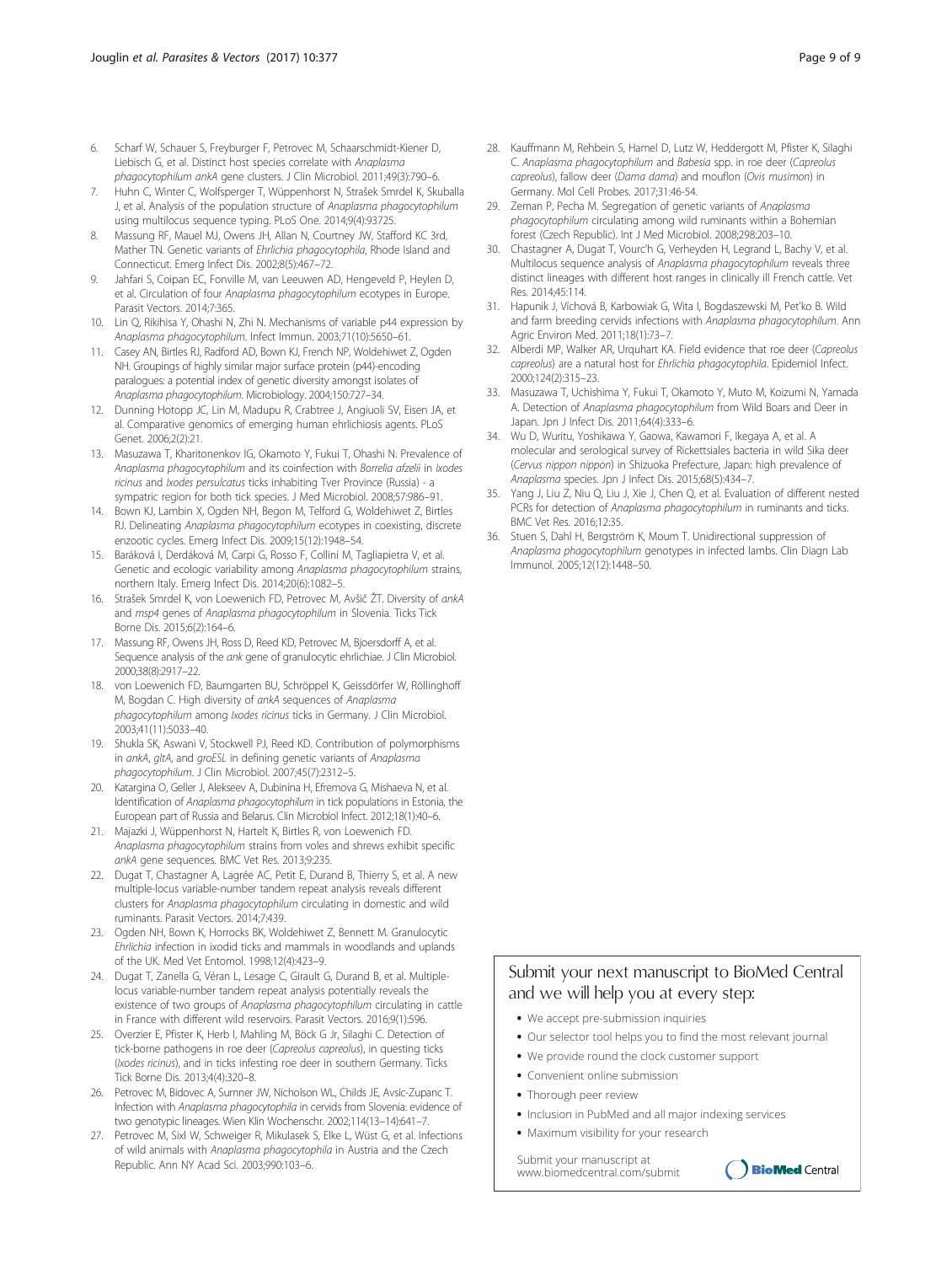6. Scharf W, Schauer S, Freyburger F, Petrovec M, Schaarschmidt-Kiener D, Liebisch G, et al. Distinct host species correlate with *Anaplasma phagocytophilum ankA* gene clusters. J Clin Microbiol. 2011;49(3):790–6.
7. Huhn C, Winter C, Wolfsperger T, Wüppenhorst N, Strašek Smrdel K, Skuballa J, et al. Analysis of the population structure of *Anaplasma phagocytophilum* using multilocus sequence typing. PLoS One. 2014;9(4):93725.
8. Massung RF, Mauel MJ, Owens JH, Allan N, Courtney JW, Stafford KC 3rd, Mather TN. Genetic variants of *Ehrlichia phagocytophila*, Rhode Island and Connecticut. Emerg Infect Dis. 2002;8(5):467–72.
9. Jahfari S, Coipan EC, Fonville M, van Leeuwen AD, Hengeveld P, Heylen D, et al. Circulation of four *Anaplasma phagocytophilum* ecotypes in Europe. Parasit Vectors. 2014;7:365.
10. Lin Q, Rikihisa Y, Ohashi N, Zhi N. Mechanisms of variable p44 expression by *Anaplasma phagocytophilum*. Infect Immun. 2003;71(10):5650–61.
11. Casey AN, Birtles RJ, Radford AD, Bown KJ, French NP, Woldehiwet Z, Ogden NH. Groupings of highly similar major surface protein (p44)-encoding paralogues: a potential index of genetic diversity amongst isolates of *Anaplasma phagocytophilum*. Microbiology. 2004;150:727–34.
12. Dunning Hotopp JC, Lin M, Madupu R, Crabtree J, Angiuoli SV, Eisen JA, et al. Comparative genomics of emerging human ehrlichiosis agents. PLoS Genet. 2006;2(2):21.
13. Masuzawa T, Kharitonenkov IG, Okamoto Y, Fukui T, Ohashi N. Prevalence of *Anaplasma phagocytophilum* and its coinfection with *Borrelia afzelii* in *Ixodes ricinus* and *Ixodes persulcatus* ticks inhabiting Tver Province (Russia) - a sympatric region for both tick species. J Med Microbiol. 2008;57:986–91.
14. Bown KJ, Lambin X, Ogden NH, Begon M, Telford G, Woldehiwet Z, Birtles RJ. Delineating *Anaplasma phagocytophilum* ecotypes in coexisting, discrete enzootic cycles. Emerg Infect Dis. 2009;15(12):1948–54.
15. Baráková I, Derdáková M, Carpi G, Rosso F, Collini M, Tagliapietra V, et al. Genetic and ecologic variability among *Anaplasma phagocytophilum* strains, northern Italy. Emerg Infect Dis. 2014;20(6):1082–5.
16. Strašek Smrdel K, von Loewenich FD, Petrovec M, Avšič ŽT. Diversity of *ankA* and *msp4* genes of *Anaplasma phagocytophilum* in Slovenia. Ticks Tick Borne Dis. 2015;6(2):164–6.
17. Massung RF, Owens JH, Ross D, Reed KD, Petrovec M, Bjoersdorff A, et al. Sequence analysis of the *ank* gene of granulocytic ehrlichiae. J Clin Microbiol. 2000;38(8):2917–22.
18. von Loewenich FD, Baumgarten BU, Schröppel K, Geissdörfer W, Röllinghoff M, Bogdan C. High diversity of *ankA* sequences of *Anaplasma phagocytophilum* among *Ixodes ricinus* ticks in Germany. J Clin Microbiol. 2003;41(11):5033–40.
19. Shukla SK, Aswani V, Stockwell PJ, Reed KD. Contribution of polymorphisms in *ankA*, *gltA*, and *groESL* in defining genetic variants of *Anaplasma phagocytophilum*. J Clin Microbiol. 2007;45(7):2312–5.
20. Katargina O, Geller J, Alekseev A, Dubinina H, Efremova G, Mishaeva N, et al. Identification of *Anaplasma phagocytophilum* in tick populations in Estonia, the European part of Russia and Belarus. Clin Microbiol Infect. 2012;18(1):40–6.
21. Majazki J, Wüppenhorst N, Hartelt K, Birtles R, von Loewenich FD. *Anaplasma phagocytophilum* strains from voles and shrews exhibit specific *ankA* gene sequences. BMC Vet Res. 2013;9:235.
22. Dugat T, Chastagner A, Lagrée AC, Petit E, Durand B, Thierry S, et al. A new multiple-locus variable-number tandem repeat analysis reveals different clusters for *Anaplasma phagocytophilum* circulating in domestic and wild ruminants. Parasit Vectors. 2014;7:439.
23. Ogden NH, Bown K, Horrocks BK, Woldehiwet Z, Bennett M. Granulocytic *Ehrlichia* infection in ixodid ticks and mammals in woodlands and uplands of the UK. Med Vet Entomol. 1998;12(4):423–9.
24. Dugat T, Zanella G, Véran L, Lesage C, Girault G, Durand B, et al. Multiple-locus variable-number tandem repeat analysis potentially reveals the existence of two groups of *Anaplasma phagocytophilum* circulating in cattle in France with different wild reservoirs. Parasit Vectors. 2016;9(1):596.
25. Overzier E, Pfister K, Herb I, Mahling M, Böck G Jr, Silaghi C. Detection of tick-borne pathogens in roe deer (*Capreolus capreolus*), in questing ticks (*Ixodes ricinus*), and in ticks infesting roe deer in southern Germany. Ticks Tick Borne Dis. 2013;4(4):320–8.
26. Petrovec M, Bidovec A, Sumner JW, Nicholson WL, Childs JE, Avsic-Zupanc T. Infection with *Anaplasma phagocytophila* in cervids from Slovenia: evidence of two genotypic lineages. Wien Klin Wochenschr. 2002;114(13–14):641–7.
27. Petrovec M, Sixl W, Schweiger R, Mikulasek S, Elke L, Wüst G, et al. Infections of wild animals with *Anaplasma phagocytophila* in Austria and the Czech Republic. Ann NY Acad Sci. 2003;990:103–6.
28. Kauffmann M, Rehbein S, Hamel D, Lutz W, Heddergott M, Pfister K, Silaghi C. *Anaplasma phagocytophilum* and *Babesia* spp. in roe deer (*Capreolus capreolus*), fallow deer (*Dama dama*) and mouflon (*Ovis musimon*) in Germany. Mol Cell Probes. 2017;31:46-54.
29. Zeman P, Pecha M. Segregation of genetic variants of *Anaplasma phagocytophilum* circulating among wild ruminants within a Bohemian forest (Czech Republic). Int J Med Microbiol. 2008;298:203–10.
30. Chastagner A, Dugat T, Vourc'h G, Verheyden H, Legrand L, Bachy V, et al. Multilocus sequence analysis of *Anaplasma phagocytophilum* reveals three distinct lineages with different host ranges in clinically ill French cattle. Vet Res. 2014;45:114.
31. Hapunik J, Víchová B, Karbowiak G, Wita I, Bogdaszewski M, Pet'ko B. Wild and farm breeding cervids infections with *Anaplasma phagocytophilum*. Ann Agric Environ Med. 2011;18(1):73–7.
32. Alberdi MP, Walker AR, Urquhart KA. Field evidence that roe deer (*Capreolus capreolus*) are a natural host for *Ehrlichia phagocytophila*. Epidemiol Infect. 2000;124(2):315–23.
33. Masuzawa T, Uchishima Y, Fukui T, Okamoto Y, Muto M, Koizumi N, Yamada A. Detection of *Anaplasma phagocytophilum* from Wild Boars and Deer in Japan. Jpn J Infect Dis. 2011;64(4):333–6.
34. Wu D, Wuritu, Yoshikawa Y, Gaowa, Kawamori F, Ikegaya A, et al. A molecular and serological survey of Rickettsiales bacteria in wild Sika deer (*Cervus nippon nippon*) in Shizuoka Prefecture, Japan: high prevalence of *Anaplasma* species. Jpn J Infect Dis. 2015;68(5):434–7.
35. Yang J, Liu Z, Niu Q, Liu J, Xie J, Chen Q, et al. Evaluation of different nested PCRs for detection of *Anaplasma phagocytophilum* in ruminants and ticks. BMC Vet Res. 2016;12:35.
36. Stuen S, Dahl H, Bergström K, Moum T. Unidirectional suppression of *Anaplasma phagocytophilum* genotypes in infected lambs. Clin Diagn Lab Immunol. 2005;12(12):1448–50.